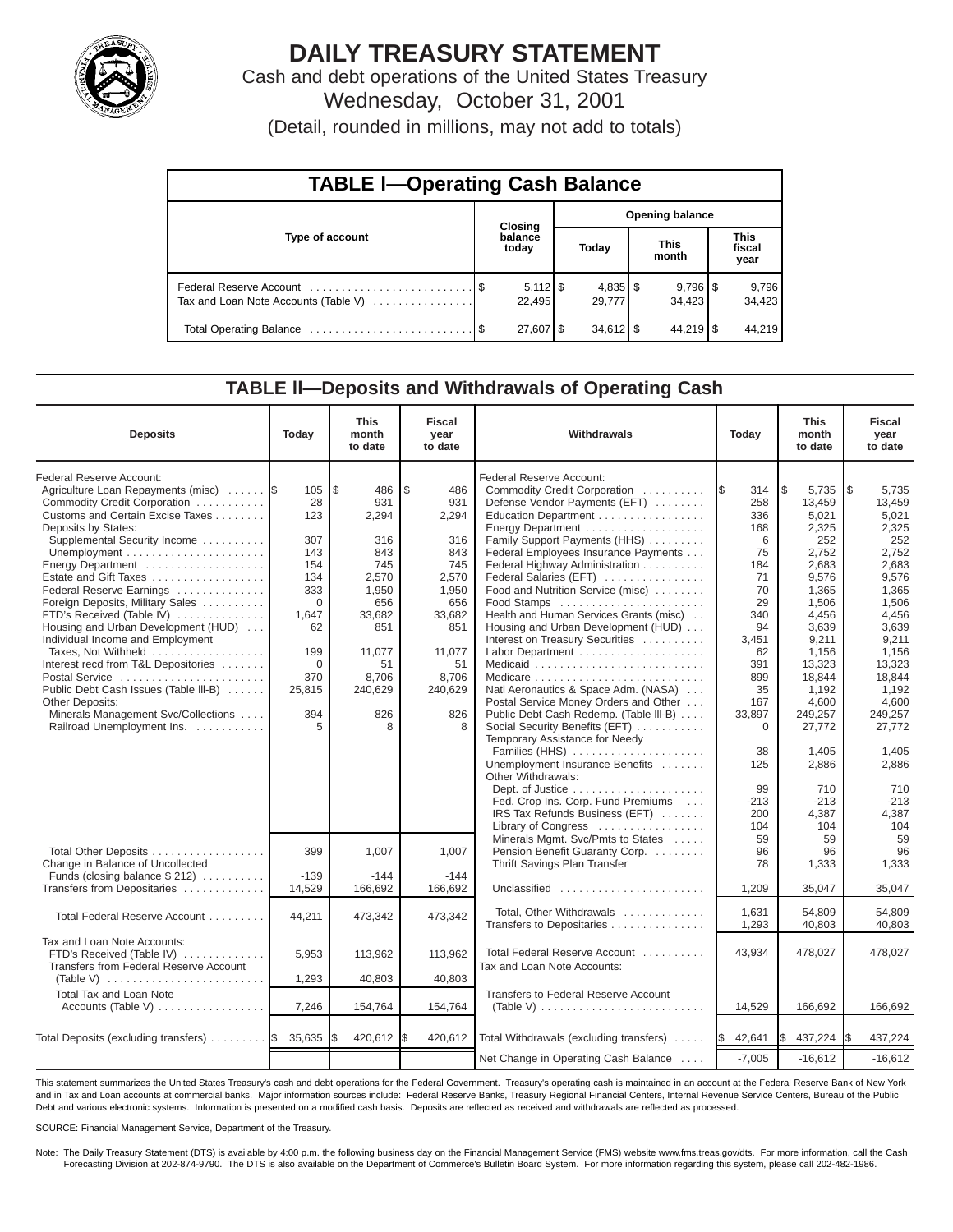# DAILY TREASURY STATEMENT

Cash and debt operations of the United States Treasury

Wednesday, October 31, 2001

(Detail, rounded in millions, may not add to totals)

## TABLE I—Operating Cash Balance

| Type of account | Closing balance today | Opening balance Today | Opening balance This month | Opening balance This fiscal year |
|---|---|---|---|---|
| Federal Reserve Account | $ 5,112 | $ 4,835 | $ 9,796 | $ 9,796 |
| Tax and Loan Note Accounts (Table V) | 22,495 | 29,777 | 34,423 | 34,423 |
| Total Operating Balance | $ 27,607 | $ 34,612 | $ 44,219 | $ 44,219 |

## TABLE II—Deposits and Withdrawals of Operating Cash

| Deposits | Today | This month to date | Fiscal year to date | Withdrawals | Today | This month to date | Fiscal year to date |
|---|---|---|---|---|---|---|---|
| Federal Reserve Account: | | | | Federal Reserve Account: | | | |
| Agriculture Loan Repayments (misc) | $ 105 | $ 486 | $ 486 | Commodity Credit Corporation | $ 314 | $ 5,735 | $ 5,735 |
| Commodity Credit Corporation | 28 | 931 | 931 | Defense Vendor Payments (EFT) | 258 | 13,459 | 13,459 |
| Customs and Certain Excise Taxes | 123 | 2,294 | 2,294 | Education Department | 336 | 5,021 | 5,021 |
| Deposits by States: | | | | Energy Department | 168 | 2,325 | 2,325 |
| Supplemental Security Income | 307 | 316 | 316 | Family Support Payments (HHS) | 6 | 252 | 252 |
| Unemployment | 143 | 843 | 843 | Federal Employees Insurance Payments | 75 | 2,752 | 2,752 |
| Energy Department | 154 | 745 | 745 | Federal Highway Administration | 184 | 2,683 | 2,683 |
| Estate and Gift Taxes | 134 | 2,570 | 2,570 | Federal Salaries (EFT) | 71 | 9,576 | 9,576 |
| Federal Reserve Earnings | 333 | 1,950 | 1,950 | Food and Nutrition Service (misc) | 70 | 1,365 | 1,365 |
| Foreign Deposits, Military Sales | 0 | 656 | 656 | Food Stamps | 29 | 1,506 | 1,506 |
| FTD's Received (Table IV) | 1,647 | 33,682 | 33,682 | Health and Human Services Grants (misc) | 340 | 4,456 | 4,456 |
| Housing and Urban Development (HUD) | 62 | 851 | 851 | Housing and Urban Development (HUD) | 94 | 3,639 | 3,639 |
| Individual Income and Employment | | | | Interest on Treasury Securities | 3,451 | 9,211 | 9,211 |
| Taxes, Not Withheld | 199 | 11,077 | 11,077 | Labor Department | 62 | 1,156 | 1,156 |
| Interest recd from T&L Depositories | 0 | 51 | 51 | Medicaid | 391 | 13,323 | 13,323 |
| Postal Service | 370 | 8,706 | 8,706 | Medicare | 899 | 18,844 | 18,844 |
| Public Debt Cash Issues (Table III-B) | 25,815 | 240,629 | 240,629 | Natl Aeronautics & Space Adm. (NASA) | 35 | 1,192 | 1,192 |
| Other Deposits: | | | | Postal Service Money Orders and Other | 167 | 4,600 | 4,600 |
| Minerals Management Svc/Collections | 394 | 826 | 826 | Public Debt Cash Redemp. (Table III-B) | 33,897 | 249,257 | 249,257 |
| Railroad Unemployment Ins. | 5 | 8 | 8 | Social Security Benefits (EFT) | 0 | 27,772 | 27,772 |
| | | | | Temporary Assistance for Needy Families (HHS) | 38 | 1,405 | 1,405 |
| | | | | Unemployment Insurance Benefits | 125 | 2,886 | 2,886 |
| | | | | Other Withdrawals: | | | |
| | | | | Dept. of Justice | 99 | 710 | 710 |
| | | | | Fed. Crop Ins. Corp. Fund Premiums | -213 | -213 | -213 |
| | | | | IRS Tax Refunds Business (EFT) | 200 | 4,387 | 4,387 |
| | | | | Library of Congress | 104 | 104 | 104 |
| | | | | Minerals Mgmt. Svc/Pmts to States | 59 | 59 | 59 |
| Total Other Deposits | 399 | 1,007 | 1,007 | Pension Benefit Guaranty Corp. | 96 | 96 | 96 |
| Change in Balance of Uncollected | | | | Thrift Savings Plan Transfer | 78 | 1,333 | 1,333 |
| Funds (closing balance $ 212) | -139 | -144 | -144 | | | | |
| Transfers from Depositaries | 14,529 | 166,692 | 166,692 | Unclassified | 1,209 | 35,047 | 35,047 |
| Total Federal Reserve Account | 44,211 | 473,342 | 473,342 | Total, Other Withdrawals | 1,631 | 54,809 | 54,809 |
| | | | | Transfers to Depositaries | 1,293 | 40,803 | 40,803 |
| Tax and Loan Note Accounts: | | | | | | | |
| FTD's Received (Table IV) | 5,953 | 113,962 | 113,962 | Total Federal Reserve Account | 43,934 | 478,027 | 478,027 |
| Transfers from Federal Reserve Account (Table V) | 1,293 | 40,803 | 40,803 | Tax and Loan Note Accounts: | | | |
| Total Tax and Loan Note Accounts (Table V) | 7,246 | 154,764 | 154,764 | Transfers to Federal Reserve Account (Table V) | 14,529 | 166,692 | 166,692 |
| Total Deposits (excluding transfers) | $ 35,635 | $ 420,612 | $ 420,612 | Total Withdrawals (excluding transfers) | $ 42,641 | $ 437,224 | $ 437,224 |
| | | | | Net Change in Operating Cash Balance | -7,005 | -16,612 | -16,612 |

This statement summarizes the United States Treasury's cash and debt operations for the Federal Government. Treasury's operating cash is maintained in an account at the Federal Reserve Bank of New York and in Tax and Loan accounts at commercial banks. Major information sources include: Federal Reserve Banks, Treasury Regional Financial Centers, Internal Revenue Service Centers, Bureau of the Public Debt and various electronic systems. Information is presented on a modified cash basis. Deposits are reflected as received and withdrawals are reflected as processed.

SOURCE: Financial Management Service, Department of the Treasury.

Note: The Daily Treasury Statement (DTS) is available by 4:00 p.m. the following business day on the Financial Management Service (FMS) website www.fms.treas.gov/dts. For more information, call the Cash Forecasting Division at 202-874-9790. The DTS is also available on the Department of Commerce's Bulletin Board System. For more information regarding this system, please call 202-482-1986.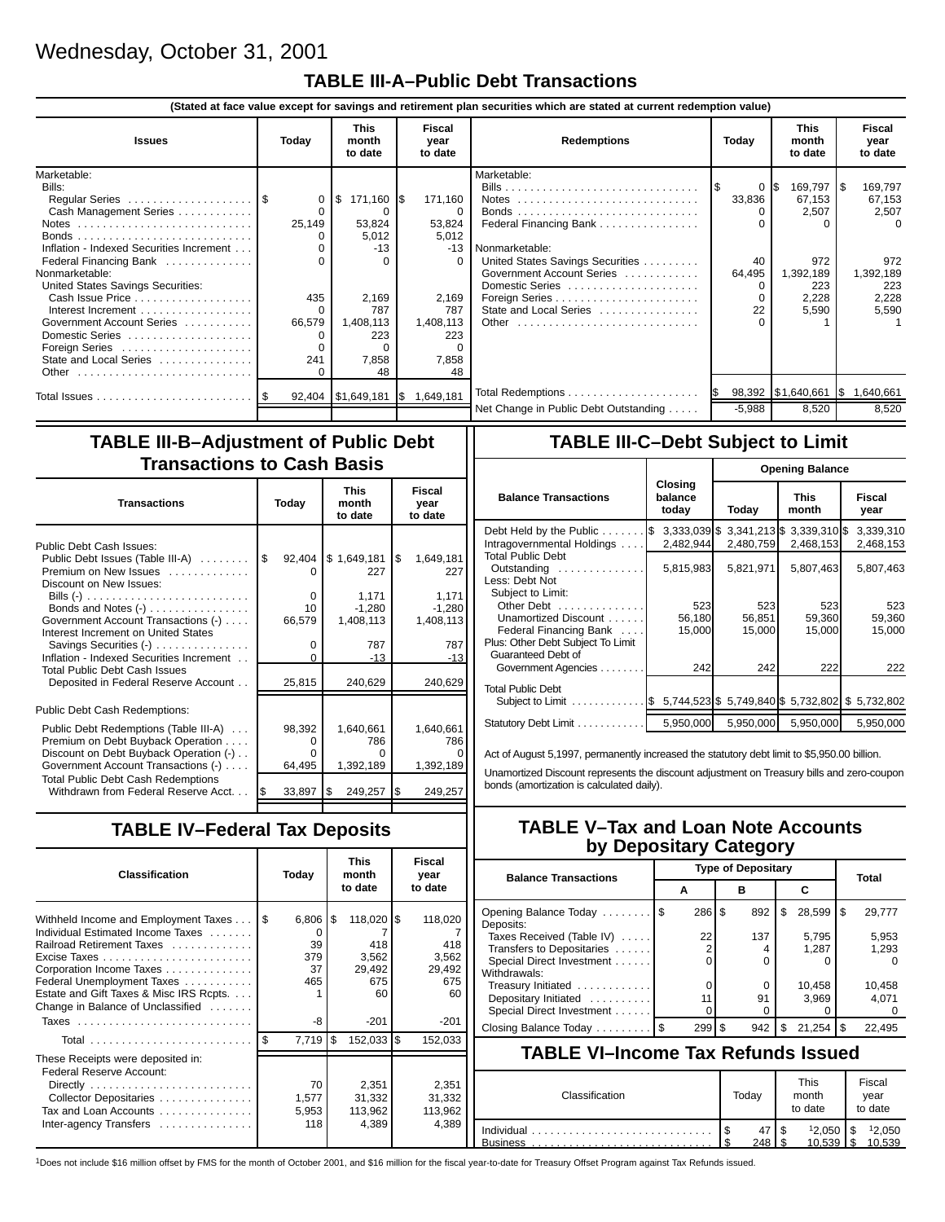Wednesday, October 31, 2001

## TABLE III-A–Public Debt Transactions

(Stated at face value except for savings and retirement plan securities which are stated at current redemption value)

| Issues | Today | This month to date | Fiscal year to date |
|---|---|---|---|
| Marketable: | | | |
| Bills: | | | |
| Regular Series | $ 0 | $ 171,160 | $ 171,160 |
| Cash Management Series | 0 | 0 | 0 |
| Notes | 25,149 | 53,824 | 53,824 |
| Bonds | 0 | 5,012 | 5,012 |
| Inflation - Indexed Securities Increment | 0 | -13 | -13 |
| Federal Financing Bank | 0 | 0 | 0 |
| Nonmarketable: | | | |
| United States Savings Securities: | | | |
| Cash Issue Price | 435 | 2,169 | 2,169 |
| Interest Increment | 0 | 787 | 787 |
| Government Account Series | 66,579 | 1,408,113 | 1,408,113 |
| Domestic Series | 0 | 223 | 223 |
| Foreign Series | 0 | 0 | 0 |
| State and Local Series | 241 | 7,858 | 7,858 |
| Other | 0 | 48 | 48 |
| Total Issues | $ 92,404 | $1,649,181 | $ 1,649,181 |

| Redemptions | Today | This month to date | Fiscal year to date |
|---|---|---|---|
| Marketable: | | | |
| Bills | $ 0 | $ 169,797 | $ 169,797 |
| Notes | 33,836 | 67,153 | 67,153 |
| Bonds | 0 | 2,507 | 2,507 |
| Federal Financing Bank | 0 | 0 | 0 |
| Nonmarketable: | | | |
| United States Savings Securities | 40 | 972 | 972 |
| Government Account Series | 64,495 | 1,392,189 | 1,392,189 |
| Domestic Series | 0 | 223 | 223 |
| Foreign Series | 0 | 2,228 | 2,228 |
| State and Local Series | 22 | 5,590 | 5,590 |
| Other | 0 | 1 | 1 |
| Total Redemptions | $ 98,392 | $1,640,661 | $ 1,640,661 |
| Net Change in Public Debt Outstanding | -5,988 | 8,520 | 8,520 |

## TABLE III-B–Adjustment of Public Debt Transactions to Cash Basis

| Transactions | Today | This month to date | Fiscal year to date |
|---|---|---|---|
| Public Debt Cash Issues: | | | |
| Public Debt Issues (Table III-A) | $ 92,404 | $ 1,649,181 | $ 1,649,181 |
| Premium on New Issues | 0 | 227 | 227 |
| Discount on New Issues: | | | |
| Bills (-) | 0 | 1,171 | 1,171 |
| Bonds and Notes (-) | 10 | -1,280 | -1,280 |
| Government Account Transactions (-) | 66,579 | 1,408,113 | 1,408,113 |
| Interest Increment on United States Savings Securities (-) | 0 | 787 | 787 |
| Inflation - Indexed Securities Increment | 0 | -13 | -13 |
| Total Public Debt Cash Issues Deposited in Federal Reserve Account | 25,815 | 240,629 | 240,629 |
| Public Debt Cash Redemptions: | | | |
| Public Debt Redemptions (Table III-A) | 98,392 | 1,640,661 | 1,640,661 |
| Premium on Debt Buyback Operation | 0 | 786 | 786 |
| Discount on Debt Buyback Operation (-) | 0 | 0 | 0 |
| Government Account Transactions (-) | 64,495 | 1,392,189 | 1,392,189 |
| Total Public Debt Cash Redemptions Withdrawn from Federal Reserve Acct. | $ 33,897 | $ 249,257 | $ 249,257 |

## TABLE III-C–Debt Subject to Limit

| Balance Transactions | Closing balance today | Opening Balance Today | Opening Balance This month | Opening Balance Fiscal year |
|---|---|---|---|---|
| Debt Held by the Public | $ 3,333,039 | $ 3,341,213 | $ 3,339,310 | $ 3,339,310 |
| Intragovernmental Holdings | 2,482,944 | 2,480,759 | 2,468,153 | 2,468,153 |
| Total Public Debt Outstanding | 5,815,983 | 5,821,971 | 5,807,463 | 5,807,463 |
| Less: Debt Not Subject to Limit: | | | | |
| Other Debt | 523 | 523 | 523 | 523 |
| Unamortized Discount | 56,180 | 56,851 | 59,360 | 59,360 |
| Federal Financing Bank | 15,000 | 15,000 | 15,000 | 15,000 |
| Plus: Other Debt Subject to Limit Guaranteed Debt of Government Agencies | 242 | 242 | 222 | 222 |
| Total Public Debt Subject to Limit | $ 5,744,523 | $ 5,749,840 | $ 5,732,802 | $ 5,732,802 |
| Statutory Debt Limit | 5,950,000 | 5,950,000 | 5,950,000 | 5,950,000 |

Act of August 5,1997, permanently increased the statutory debt limit to $5,950.00 billion.

Unamortized Discount represents the discount adjustment on Treasury bills and zero-coupon bonds (amortization is calculated daily).

## TABLE IV–Federal Tax Deposits

| Classification | Today | This month to date | Fiscal year to date |
|---|---|---|---|
| Withheld Income and Employment Taxes | $ 6,806 | $ 118,020 | $ 118,020 |
| Individual Estimated Income Taxes | 0 | 7 | 7 |
| Railroad Retirement Taxes | 39 | 418 | 418 |
| Excise Taxes | 379 | 3,562 | 3,562 |
| Corporation Income Taxes | 37 | 29,492 | 29,492 |
| Federal Unemployment Taxes | 465 | 675 | 675 |
| Estate and Gift Taxes & Misc IRS Rcpts. | 1 | 60 | 60 |
| Change in Balance of Unclassified Taxes | -8 | -201 | -201 |
| Total | $ 7,719 | $ 152,033 | $ 152,033 |
| These Receipts were deposited in: | | | |
| Federal Reserve Account: | | | |
| Directly | 70 | 2,351 | 2,351 |
| Collector Depositaries | 1,577 | 31,332 | 31,332 |
| Tax and Loan Accounts | 5,953 | 113,962 | 113,962 |
| Inter-agency Transfers | 118 | 4,389 | 4,389 |

## TABLE V–Tax and Loan Note Accounts by Depositary Category

| Balance Transactions | Type of Depositary A | B | C | Total |
|---|---|---|---|---|
| Opening Balance Today | $ 286 | $ 892 | $ 28,599 | $ 29,777 |
| Deposits: | | | | |
| Taxes Received (Table IV) | 22 | 137 | 5,795 | 5,953 |
| Transfers to Depositaries | 2 | 4 | 1,287 | 1,293 |
| Special Direct Investment | 0 | 0 | 0 | 0 |
| Withdrawals: | | | | |
| Treasury Initiated | 0 | 0 | 10,458 | 10,458 |
| Depositary Initiated | 11 | 91 | 3,969 | 4,071 |
| Special Direct Investment | 0 | 0 | 0 | 0 |
| Closing Balance Today | $ 299 | $ 942 | $ 21,254 | $ 22,495 |

## TABLE VI–Income Tax Refunds Issued

| Classification | Today | This month to date | Fiscal year to date |
|---|---|---|---|
| Individual | $ 47 | $ [1]2,050 | $ [1]2,050 |
| Business | $ 248 | $ 10,539 | $ 10,539 |

[1]Does not include $16 million offset by FMS for the month of October 2001, and $16 million for the fiscal year-to-date for Treasury Offset Program against Tax Refunds issued.